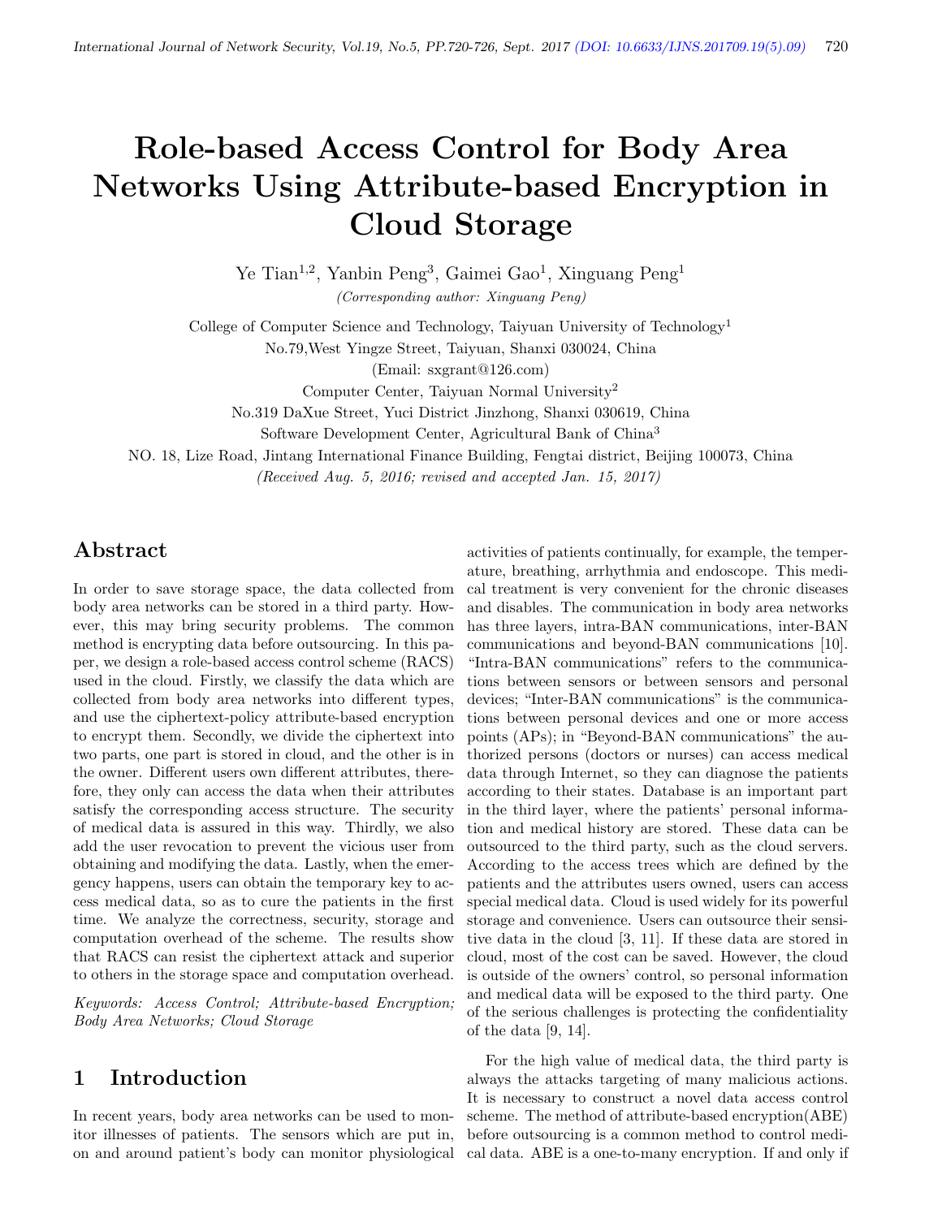# Role-based Access Control for Body Area Networks Using Attribute-based Encryption in Cloud Storage

Ye Tian[1,2], Yanbin Peng[3], Gaimei Gao[1], Xinguang Peng[1]

*(Corresponding author: Xinguang Peng)*

College of Computer Science and Technology, Taiyuan University of Technology[1]

No.79,West Yingze Street, Taiyuan, Shanxi 030024, China

(Email: sxgrant@126.com)

Computer Center, Taiyuan Normal University[2]

No.319 DaXue Street, Yuci District Jinzhong, Shanxi 030619, China

Software Development Center, Agricultural Bank of China[3]

NO. 18, Lize Road, Jintang International Finance Building, Fengtai district, Beijing 100073, China

*(Received Aug. 5, 2016; revised and accepted Jan. 15, 2017)*

## Abstract

In order to save storage space, the data collected from body area networks can be stored in a third party. However, this may bring security problems. The common method is encrypting data before outsourcing. In this paper, we design a role-based access control scheme (RACS) used in the cloud. Firstly, we classify the data which are collected from body area networks into different types, and use the ciphertext-policy attribute-based encryption to encrypt them. Secondly, we divide the ciphertext into two parts, one part is stored in cloud, and the other is in the owner. Different users own different attributes, therefore, they only can access the data when their attributes satisfy the corresponding access structure. The security of medical data is assured in this way. Thirdly, we also add the user revocation to prevent the vicious user from obtaining and modifying the data. Lastly, when the emergency happens, users can obtain the temporary key to access medical data, so as to cure the patients in the first time. We analyze the correctness, security, storage and computation overhead of the scheme. The results show that RACS can resist the ciphertext attack and superior to others in the storage space and computation overhead.

*Keywords: Access Control; Attribute-based Encryption; Body Area Networks; Cloud Storage*

## 1 Introduction

In recent years, body area networks can be used to monitor illnesses of patients. The sensors which are put in, on and around patient's body can monitor physiological activities of patients continually, for example, the temperature, breathing, arrhythmia and endoscope. This medical treatment is very convenient for the chronic diseases and disables. The communication in body area networks has three layers, intra-BAN communications, inter-BAN communications and beyond-BAN communications [10]. "Intra-BAN communications" refers to the communications between sensors or between sensors and personal devices; "Inter-BAN communications" is the communications between personal devices and one or more access points (APs); in "Beyond-BAN communications" the authorized persons (doctors or nurses) can access medical data through Internet, so they can diagnose the patients according to their states. Database is an important part in the third layer, where the patients' personal information and medical history are stored. These data can be outsourced to the third party, such as the cloud servers. According to the access trees which are defined by the patients and the attributes users owned, users can access special medical data. Cloud is used widely for its powerful storage and convenience. Users can outsource their sensitive data in the cloud [3, 11]. If these data are stored in cloud, most of the cost can be saved. However, the cloud is outside of the owners' control, so personal information and medical data will be exposed to the third party. One of the serious challenges is protecting the confidentiality of the data [9, 14].

For the high value of medical data, the third party is always the attacks targeting of many malicious actions. It is necessary to construct a novel data access control scheme. The method of attribute-based encryption(ABE) before outsourcing is a common method to control medical data. ABE is a one-to-many encryption. If and only if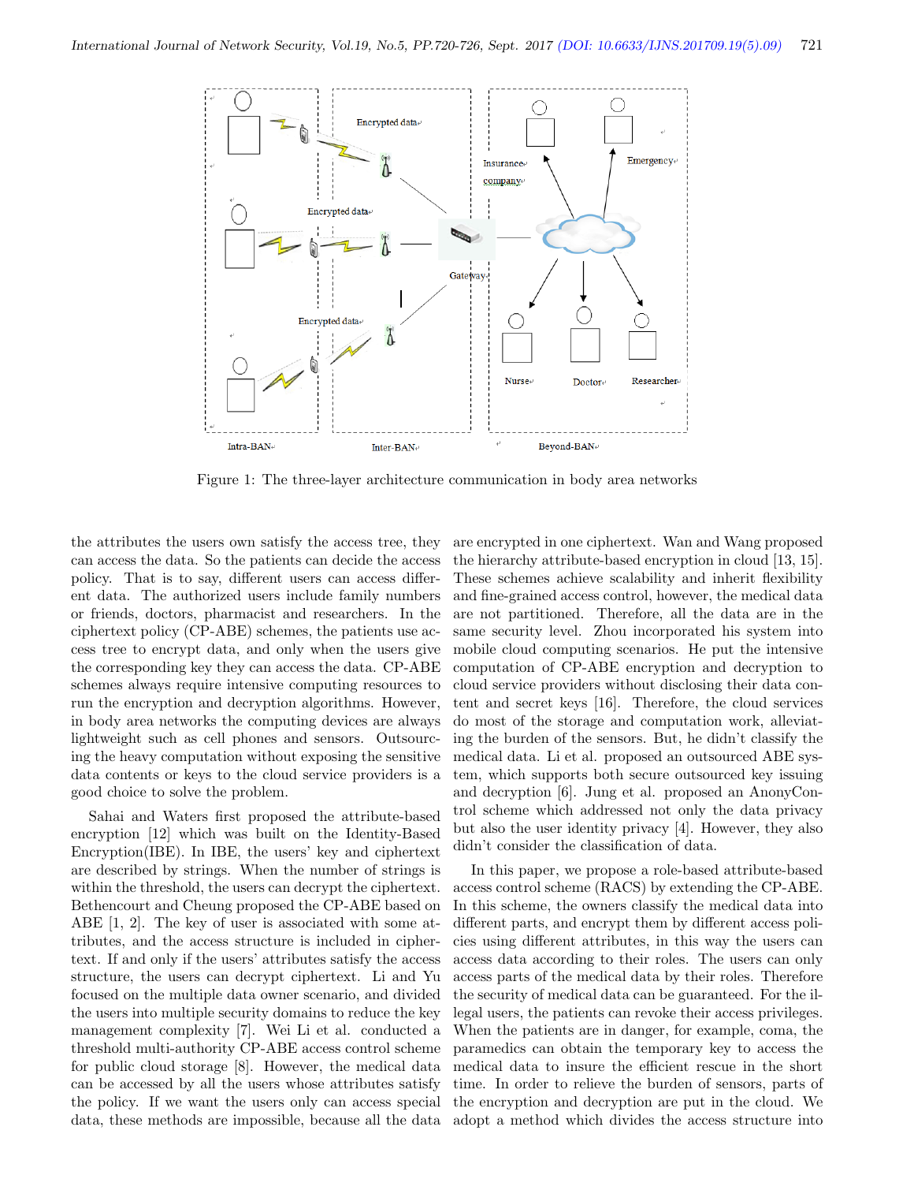Figure 1: The three-layer architecture communication in body area networks

the attributes the users own satisfy the access tree, they can access the data. So the patients can decide the access policy. That is to say, different users can access different data. The authorized users include family numbers or friends, doctors, pharmacist and researchers. In the ciphertext policy (CP-ABE) schemes, the patients use access tree to encrypt data, and only when the users give the corresponding key they can access the data. CP-ABE schemes always require intensive computing resources to run the encryption and decryption algorithms. However, in body area networks the computing devices are always lightweight such as cell phones and sensors. Outsourcing the heavy computation without exposing the sensitive data contents or keys to the cloud service providers is a good choice to solve the problem.

Sahai and Waters first proposed the attribute-based encryption [12] which was built on the Identity-Based Encryption(IBE). In IBE, the users' key and ciphertext are described by strings. When the number of strings is within the threshold, the users can decrypt the ciphertext. Bethencourt and Cheung proposed the CP-ABE based on ABE [1, 2]. The key of user is associated with some attributes, and the access structure is included in ciphertext. If and only if the users' attributes satisfy the access structure, the users can decrypt ciphertext. Li and Yu focused on the multiple data owner scenario, and divided the users into multiple security domains to reduce the key management complexity [7]. Wei Li et al. conducted a threshold multi-authority CP-ABE access control scheme for public cloud storage [8]. However, the medical data can be accessed by all the users whose attributes satisfy the policy. If we want the users only can access special data, these methods are impossible, because all the data are encrypted in one ciphertext. Wan and Wang proposed the hierarchy attribute-based encryption in cloud [13, 15]. These schemes achieve scalability and inherit flexibility and fine-grained access control, however, the medical data are not partitioned. Therefore, all the data are in the same security level. Zhou incorporated his system into mobile cloud computing scenarios. He put the intensive computation of CP-ABE encryption and decryption to cloud service providers without disclosing their data content and secret keys [16]. Therefore, the cloud services do most of the storage and computation work, alleviating the burden of the sensors. But, he didn't classify the medical data. Li et al. proposed an outsourced ABE system, which supports both secure outsourced key issuing and decryption [6]. Jung et al. proposed an AnonyControl scheme which addressed not only the data privacy but also the user identity privacy [4]. However, they also didn't consider the classification of data.

In this paper, we propose a role-based attribute-based access control scheme (RACS) by extending the CP-ABE. In this scheme, the owners classify the medical data into different parts, and encrypt them by different access policies using different attributes, in this way the users can access data according to their roles. The users can only access parts of the medical data by their roles. Therefore the security of medical data can be guaranteed. For the illegal users, the patients can revoke their access privileges. When the patients are in danger, for example, coma, the paramedics can obtain the temporary key to access the medical data to insure the efficient rescue in the short time. In order to relieve the burden of sensors, parts of the encryption and decryption are put in the cloud. We adopt a method which divides the access structure into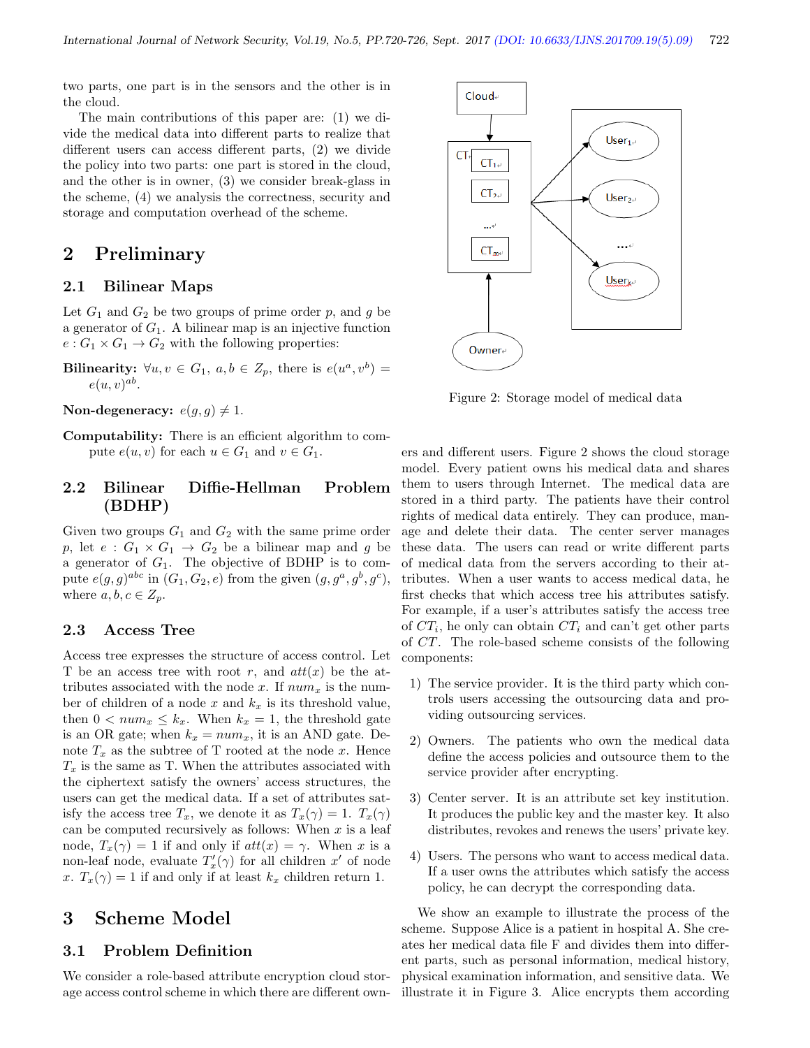two parts, one part is in the sensors and the other is in the cloud.

The main contributions of this paper are: (1) we divide the medical data into different parts to realize that different users can access different parts, (2) we divide the policy into two parts: one part is stored in the cloud, and the other is in owner, (3) we consider break-glass in the scheme, (4) we analysis the correctness, security and storage and computation overhead of the scheme.

## 2 Preliminary

### 2.1 Bilinear Maps

Let $G_1$ and $G_2$ be two groups of prime order $p$, and $g$ be a generator of $G_1$. A bilinear map is an injective function $e : G_1 \times G_1 \rightarrow G_2$ with the following properties:

**Bilinearity:** $\forall u, v \in G_1$, $a, b \in Z_p$, there is $e(u^a, v^b) = e(u, v)^{ab}$.

**Non-degeneracy:** $e(g, g) \neq 1$.

**Computability:** There is an efficient algorithm to compute $e(u, v)$ for each $u \in G_1$ and $v \in G_1$.

### 2.2 Bilinear Diffie-Hellman Problem (BDHP)

Given two groups $G_1$ and $G_2$ with the same prime order $p$, let $e : G_1 \times G_1 \rightarrow G_2$ be a bilinear map and $g$ be a generator of $G_1$. The objective of BDHP is to compute $e(g, g)^{abc}$ in $(G_1, G_2, e)$ from the given $(g, g^a, g^b, g^c)$, where $a, b, c \in Z_p$.

### 2.3 Access Tree

Access tree expresses the structure of access control. Let T be an access tree with root $r$, and $att(x)$ be the attributes associated with the node $x$. If $num_x$ is the number of children of a node $x$ and $k_x$ is its threshold value, then $0 < num_x \leq k_x$. When $k_x = 1$, the threshold gate is an OR gate; when $k_x = num_x$, it is an AND gate. Denote $T_x$ as the subtree of T rooted at the node $x$. Hence $T_x$ is the same as T. When the attributes associated with the ciphertext satisfy the owners' access structures, the users can get the medical data. If a set of attributes satisfy the access tree $T_x$, we denote it as $T_x(\gamma) = 1$. $T_x(\gamma)$ can be computed recursively as follows: When $x$ is a leaf node, $T_x(\gamma) = 1$ if and only if $att(x) = \gamma$. When $x$ is a non-leaf node, evaluate $T'_x(\gamma)$ for all children $x'$ of node $x$. $T_x(\gamma) = 1$ if and only if at least $k_x$ children return 1.

## 3 Scheme Model

### 3.1 Problem Definition

We consider a role-based attribute encryption cloud storage access control scheme in which there are different owners and different users. Figure 2 shows the cloud storage model. Every patient owns his medical data and shares them to users through Internet. The medical data are stored in a third party. The patients have their control rights of medical data entirely. They can produce, manage and delete their data. The center server manages these data. The users can read or write different parts of medical data from the servers according to their attributes. When a user wants to access medical data, he first checks that which access tree his attributes satisfy. For example, if a user's attributes satisfy the access tree of $CT_i$, he only can obtain $CT_i$ and can't get other parts of $CT$. The role-based scheme consists of the following components:

Figure 2: Storage model of medical data

1) The service provider. It is the third party which controls users accessing the outsourcing data and providing outsourcing services.

2) Owners. The patients who own the medical data define the access policies and outsource them to the service provider after encrypting.

3) Center server. It is an attribute set key institution. It produces the public key and the master key. It also distributes, revokes and renews the users' private key.

4) Users. The persons who want to access medical data. If a user owns the attributes which satisfy the access policy, he can decrypt the corresponding data.

We show an example to illustrate the process of the scheme. Suppose Alice is a patient in hospital A. She creates her medical data file F and divides them into different parts, such as personal information, medical history, physical examination information, and sensitive data. We illustrate it in Figure 3. Alice encrypts them according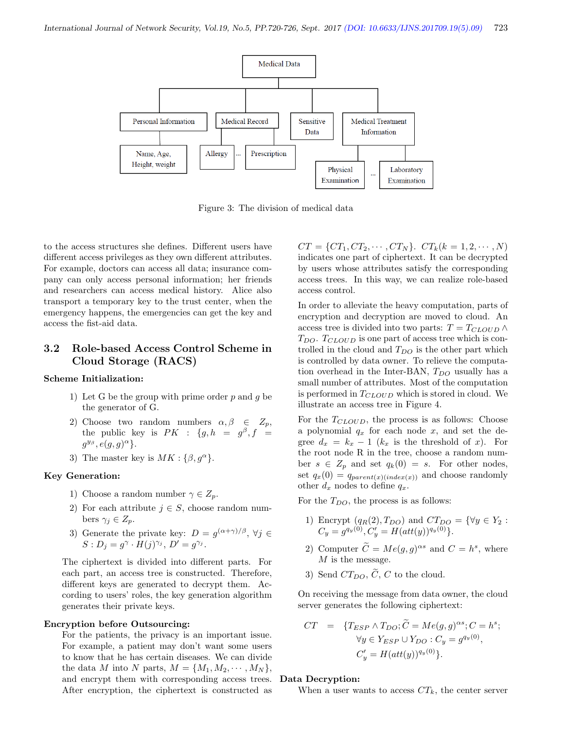Figure 3: The division of medical data

to the access structures she defines. Different users have different access privileges as they own different attributes. For example, doctors can access all data; insurance company can only access personal information; her friends and researchers can access medical history. Alice also transport a temporary key to the trust center, when the emergency happens, the emergencies can get the key and access the fist-aid data.

## 3.2 Role-based Access Control Scheme in Cloud Storage (RACS)

**Scheme Initialization:**

1) Let G be the group with prime order $p$ and $g$ be the generator of G.
2) Choose two random numbers $\alpha, \beta \in Z_p$, the public key is $PK : \{g, h = g^{\beta}, f = g^{y_\beta}, e(g,g)^{\alpha}\}$.
3) The master key is $MK : \{\beta, g^{\alpha}\}$.

**Key Generation:**

1) Choose a random number $\gamma \in Z_p$.
2) For each attribute $j \in S$, choose random numbers $\gamma_j \in Z_p$.
3) Generate the private key: $D = g^{(\alpha+\gamma)/\beta}$, $\forall j \in S : D_j = g^{\gamma} \cdot H(j)^{\gamma_j}$, $D' = g^{\gamma_j}$.

The ciphertext is divided into different parts. For each part, an access tree is constructed. Therefore, different keys are generated to decrypt them. According to users' roles, the key generation algorithm generates their private keys.

**Encryption before Outsourcing:**

For the patients, the privacy is an important issue. For example, a patient may don't want some users to know that he has certain diseases. We can divide the data $M$ into $N$ parts, $M = \{M_1, M_2, \cdots, M_N\}$, and encrypt them with corresponding access trees. After encryption, the ciphertext is constructed as $CT = \{CT_1, CT_2, \cdots, CT_N\}$. $CT_k (k = 1, 2, \cdots, N)$ indicates one part of ciphertext. It can be decrypted by users whose attributes satisfy the corresponding access trees. In this way, we can realize role-based access control.

In order to alleviate the heavy computation, parts of encryption and decryption are moved to cloud. An access tree is divided into two parts: $T = T_{CLOUD} \wedge T_{DO}$. $T_{CLOUD}$ is one part of access tree which is controlled in the cloud and $T_{DO}$ is the other part which is controlled by data owner. To relieve the computation overhead in the Inter-BAN, $T_{DO}$ usually has a small number of attributes. Most of the computation is performed in $T_{CLOUD}$ which is stored in cloud. We illustrate an access tree in Figure 4.

For the $T_{CLOUD}$, the process is as follows: Choose a polynomial $q_x$ for each node $x$, and set the degree $d_x = k_x - 1$ ($k_x$ is the threshold of $x$). For the root node R in the tree, choose a random number $s \in Z_p$ and set $q_k(0) = s$. For other nodes, set $q_x(0) = q_{parent(x)(index(x))}$ and choose randomly other $d_x$ nodes to define $q_x$.

For the $T_{DO}$, the process is as follows:

1) Encrypt $(q_R(2), T_{DO})$ and $CT_{DO} = \{\forall y \in Y_2 : C_y = g^{q_y(0)}, C'_y = H(att(y))^{q_y(0)}\}$.
2) Computer $\widetilde{C} = Me(g,g)^{\alpha s}$ and $C = h^s$, where $M$ is the message.
3) Send $CT_{DO}$, $\widetilde{C}$, $C$ to the cloud.

On receiving the message from data owner, the cloud server generates the following ciphertext:

$$CT = \{T_{ESP} \wedge T_{DO}; \widetilde{C} = Me(g,g)^{\alpha s}; C = h^s; \forall y \in Y_{ESP} \cup Y_{DO} : C_y = g^{q_y(0)}, C'_y = H(att(y))^{q_y(0)}\}.$$

**Data Decryption:**

When a user wants to access $CT_k$, the center server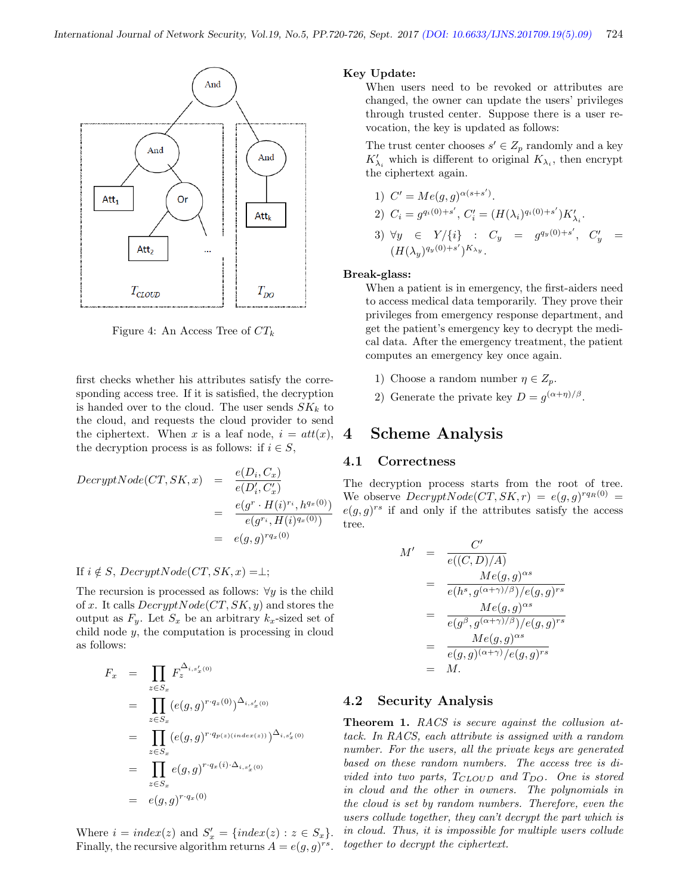Figure 4: An Access Tree of $CT_k$

first checks whether his attributes satisfy the corresponding access tree. If it is satisfied, the decryption is handed over to the cloud. The user sends $SK_k$ to the cloud, and requests the cloud provider to send the ciphertext. When $x$ is a leaf node, $i = att(x)$, the decryption process is as follows: if $i \in S$,

$$
\begin{aligned}
DecryptNode(CT, SK, x) &= \frac{e(D_i, C_x)}{e(D'_i, C'_x)} \\
&= \frac{e(g^r \cdot H(i)^{r_i}, h^{q_x(0)})}{e(g^{r_i}, H(i)^{q_x(0)})} \\
&= e(g, g)^{rq_x(0)}
\end{aligned}
$$

If $i \notin S$, $DecryptNode(CT, SK, x) = \perp$;

The recursion is processed as follows: $\forall y$ is the child of $x$. It calls $DecryptNode(CT, SK, y)$ and stores the output as $F_y$. Let $S_x$ be an arbitrary $k_x$-sized set of child node $y$, the computation is processing in cloud as follows:

$$
\begin{aligned}
F_x &= \prod_{z \in S_x} F_z^{\Delta_{i, s'_x}(0)} \\
&= \prod_{z \in S_x} (e(g, g)^{r \cdot q_z(0)})^{\Delta_{i, s'_x}(0)} \\
&= \prod_{z \in S_x} (e(g, g)^{r \cdot q_{p(z)}(index(z))})^{\Delta_{i, s'_x}(0)} \\
&= \prod_{z \in S_x} e(g, g)^{r \cdot q_x(i) \cdot \Delta_{i, s'_x}(0)} \\
&= e(g, g)^{r \cdot q_x(0)}
\end{aligned}
$$

Where $i = index(z)$ and $S'_x = \{index(z) : z \in S_x\}$. Finally, the recursive algorithm returns $A = e(g, g)^{rs}$.

**Key Update:**

When users need to be revoked or attributes are changed, the owner can update the users' privileges through trusted center. Suppose there is a user revocation, the key is updated as follows:

The trust center chooses $s' \in Z_p$ randomly and a key $K'_{\lambda_i}$ which is different to original $K_{\lambda_i}$, then encrypt the ciphertext again.

1) $C' = Me(g, g)^{\alpha(s+s')}$.
2) $C_i = g^{q_i(0)+s'}$, $C'_i = (H(\lambda_i)^{q_i(0)+s'})K'_{\lambda_i}$.
3) $\forall y \in Y/\{i\}$ : $C_y = g^{q_y(0)+s'}$, $C'_y = (H(\lambda_y)^{q_y(0)+s'})^{K_{\lambda_y}}$.

**Break-glass:**

When a patient is in emergency, the first-aiders need to access medical data temporarily. They prove their privileges from emergency response department, and get the patient's emergency key to decrypt the medical data. After the emergency treatment, the patient computes an emergency key once again.

1) Choose a random number $\eta \in Z_p$.
2) Generate the private key $D = g^{(\alpha+\eta)/\beta}$.

# 4 Scheme Analysis

## 4.1 Correctness

The decryption process starts from the root of tree. We observe $DecryptNode(CT, SK, r) = e(g, g)^{rq_R(0)} = e(g, g)^{rs}$ if and only if the attributes satisfy the access tree.

$$
\begin{aligned}
M' &= \frac{C'}{e((C, D)/A)} \\
&= \frac{Me(g, g)^{\alpha s}}{e(h^s, g^{(\alpha+\gamma)/\beta})/e(g, g)^{rs}} \\
&= \frac{Me(g, g)^{\alpha s}}{e(g^{\beta}, g^{(\alpha+\gamma)/\beta})/e(g, g)^{rs}} \\
&= \frac{Me(g, g)^{\alpha s}}{e(g, g)^{(\alpha+\gamma)}/e(g, g)^{rs}} \\
&= M.
\end{aligned}
$$

## 4.2 Security Analysis

**Theorem 1.** *RACS is secure against the collusion attack. In RACS, each attribute is assigned with a random number. For the users, all the private keys are generated based on these random numbers. The access tree is divided into two parts, $T_{CLOUD}$ and $T_{DO}$. One is stored in cloud and the other in owners. The polynomials in the cloud is set by random numbers. Therefore, even the users collude together, they can't decrypt the part which is in cloud. Thus, it is impossible for multiple users collude together to decrypt the ciphertext.*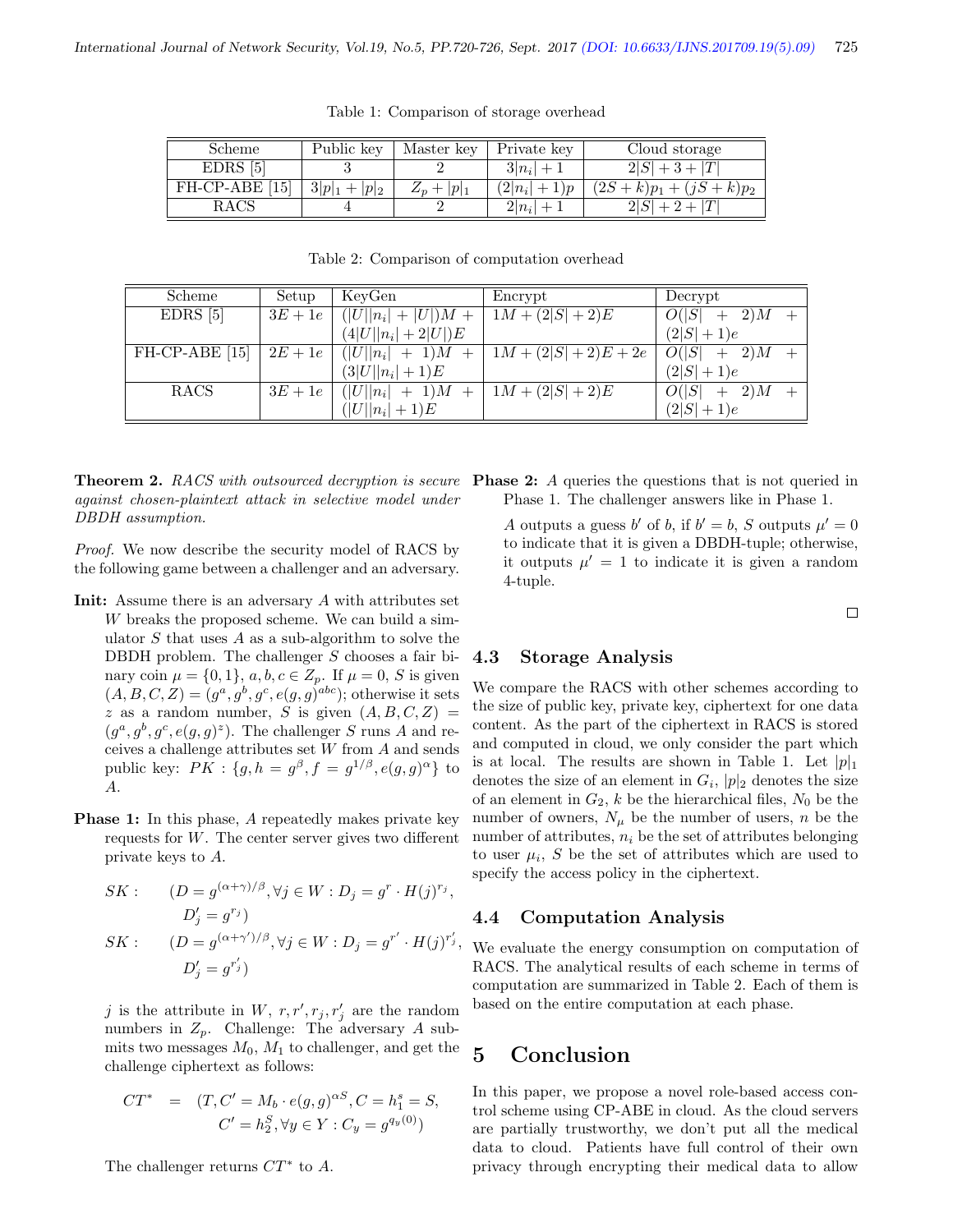Table 1: Comparison of storage overhead

| Scheme | Public key | Master key | Private key | Cloud storage |
|---|---|---|---|---|
| EDRS [5] | 3 | 2 | $3\|n_i\|+1$ | $2\|S\|+3+\|T\|$ |
| FH-CP-ABE [15] | $3\|p\|_1+\|p\|_2$ | $Z_p+\|p\|_1$ | $(2\|n_i\|+1)p$ | $(2S+k)p_1+(jS+k)p_2$ |
| RACS | 4 | 2 | $2\|n_i\|+1$ | $2\|S\|+2+\|T\|$ |

Table 2: Comparison of computation overhead

| Scheme | Setup | KeyGen | Encrypt | Decrypt |
|---|---|---|---|---|
| EDRS [5] | $3E+1e$ | $(\|U\|\|n_i\|+\|U\|)M+(4\|U\|\|n_i\|+2\|U\|)E$ | $1M+(2\|S\|+2)E$ | $O(\|S\|+2)M+(2\|S\|+1)e$ |
| FH-CP-ABE [15] | $2E+1e$ | $(\|U\|\|n_i\|+1)M+(3\|U\|\|n_i\|+1)E$ | $1M+(2\|S\|+2)E+2e$ | $O(\|S\|+2)M+(2\|S\|+1)e$ |
| RACS | $3E+1e$ | $(\|U\|\|n_i\|+1)M+(\|U\|\|n_i\|+1)E$ | $1M+(2\|S\|+2)E$ | $O(\|S\|+2)M+(2\|S\|+1)e$ |

**Theorem 2.** *RACS with outsourced decryption is secure against chosen-plaintext attack in selective model under DBDH assumption.*

*Proof.* We now describe the security model of RACS by the following game between a challenger and an adversary.

**Init:** Assume there is an adversary $A$ with attributes set $W$ breaks the proposed scheme. We can build a simulator $S$ that uses $A$ as a sub-algorithm to solve the DBDH problem. The challenger $S$ chooses a fair binary coin $\mu = \{0, 1\}$, $a, b, c \in Z_p$. If $\mu = 0$, $S$ is given $(A, B, C, Z) = (g^a, g^b, g^c, e(g, g)^{abc})$; otherwise it sets $z$ as a random number, $S$ is given $(A, B, C, Z) = (g^a, g^b, g^c, e(g, g)^z)$. The challenger $S$ runs $A$ and receives a challenge attributes set $W$ from $A$ and sends public key: $PK : \{g, h = g^{\beta}, f = g^{1/\beta}, e(g, g)^{\alpha}\}$ to $A$.

**Phase 1:** In this phase, $A$ repeatedly makes private key requests for $W$. The center server gives two different private keys to $A$.

$$SK: \quad (D = g^{(\alpha+\gamma)/\beta}, \forall j \in W : D_j = g^r \cdot H(j)^{r_j}, D'_j = g^{r_j})$$

$$SK: \quad (D = g^{(\alpha+\gamma')/\beta}, \forall j \in W : D_j = g^{r'} \cdot H(j)^{r'_j}, D'_j = g^{r'_j})$$

$j$ is the attribute in $W$, $r, r', r_j, r'_j$ are the random numbers in $Z_p$. Challenge: The adversary $A$ submits two messages $M_0$, $M_1$ to challenger, and get the challenge ciphertext as follows:

$$CT^* = (T, C' = M_b \cdot e(g, g)^{\alpha S}, C = h_1^s = S, C' = h_2^S, \forall y \in Y : C_y = g^{q_y(0)})$$

The challenger returns $CT^*$ to $A$.

**Phase 2:** $A$ queries the questions that is not queried in Phase 1. The challenger answers like in Phase 1.

$A$ outputs a guess $b'$ of $b$, if $b' = b$, $S$ outputs $\mu' = 0$ to indicate that it is given a DBDH-tuple; otherwise, it outputs $\mu' = 1$ to indicate it is given a random 4-tuple.

□

### 4.3 Storage Analysis

We compare the RACS with other schemes according to the size of public key, private key, ciphertext for one data content. As the part of the ciphertext in RACS is stored and computed in cloud, we only consider the part which is at local. The results are shown in Table 1. Let $|p|_1$ denotes the size of an element in $G_i$, $|p|_2$ denotes the size of an element in $G_2$, $k$ be the hierarchical files, $N_0$ be the number of owners, $N_{\mu}$ be the number of users, $n$ be the number of attributes, $n_i$ be the set of attributes belonging to user $\mu_i$, $S$ be the set of attributes which are used to specify the access policy in the ciphertext.

### 4.4 Computation Analysis

We evaluate the energy consumption on computation of RACS. The analytical results of each scheme in terms of computation are summarized in Table 2. Each of them is based on the entire computation at each phase.

## 5 Conclusion

In this paper, we propose a novel role-based access control scheme using CP-ABE in cloud. As the cloud servers are partially trustworthy, we don't put all the medical data to cloud. Patients have full control of their own privacy through encrypting their medical data to allow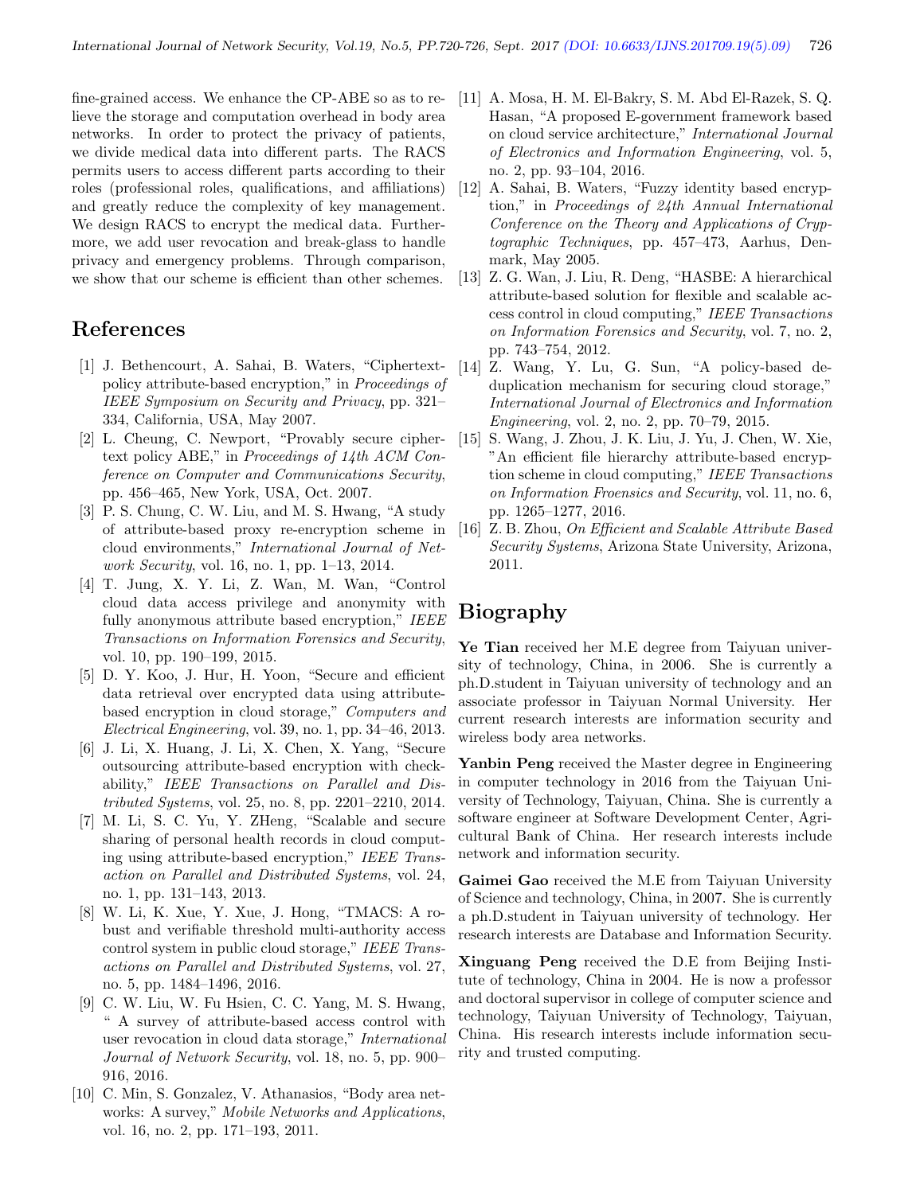fine-grained access. We enhance the CP-ABE so as to relieve the storage and computation overhead in body area networks. In order to protect the privacy of patients, we divide medical data into different parts. The RACS permits users to access different parts according to their roles (professional roles, qualifications, and affiliations) and greatly reduce the complexity of key management. We design RACS to encrypt the medical data. Furthermore, we add user revocation and break-glass to handle privacy and emergency problems. Through comparison, we show that our scheme is efficient than other schemes.

## References

[1] J. Bethencourt, A. Sahai, B. Waters, "Ciphertext-policy attribute-based encryption," in *Proceedings of IEEE Symposium on Security and Privacy*, pp. 321–334, California, USA, May 2007.

[2] L. Cheung, C. Newport, "Provably secure ciphertext policy ABE," in *Proceedings of 14th ACM Conference on Computer and Communications Security*, pp. 456–465, New York, USA, Oct. 2007.

[3] P. S. Chung, C. W. Liu, and M. S. Hwang, "A study of attribute-based proxy re-encryption scheme in cloud environments," *International Journal of Network Security*, vol. 16, no. 1, pp. 1–13, 2014.

[4] T. Jung, X. Y. Li, Z. Wan, M. Wan, "Control cloud data access privilege and anonymity with fully anonymous attribute based encryption," *IEEE Transactions on Information Forensics and Security*, vol. 10, pp. 190–199, 2015.

[5] D. Y. Koo, J. Hur, H. Yoon, "Secure and efficient data retrieval over encrypted data using attribute-based encryption in cloud storage," *Computers and Electrical Engineering*, vol. 39, no. 1, pp. 34–46, 2013.

[6] J. Li, X. Huang, J. Li, X. Chen, X. Yang, "Secure outsourcing attribute-based encryption with checkability," *IEEE Transactions on Parallel and Distributed Systems*, vol. 25, no. 8, pp. 2201–2210, 2014.

[7] M. Li, S. C. Yu, Y. ZHeng, "Scalable and secure sharing of personal health records in cloud computing using attribute-based encryption," *IEEE Transaction on Parallel and Distributed Systems*, vol. 24, no. 1, pp. 131–143, 2013.

[8] W. Li, K. Xue, Y. Xue, J. Hong, "TMACS: A robust and verifiable threshold multi-authority access control system in public cloud storage," *IEEE Transactions on Parallel and Distributed Systems*, vol. 27, no. 5, pp. 1484–1496, 2016.

[9] C. W. Liu, W. Fu Hsien, C. C. Yang, M. S. Hwang, " A survey of attribute-based access control with user revocation in cloud data storage," *International Journal of Network Security*, vol. 18, no. 5, pp. 900–916, 2016.

[10] C. Min, S. Gonzalez, V. Athanasios, "Body area networks: A survey," *Mobile Networks and Applications*, vol. 16, no. 2, pp. 171–193, 2011.

[11] A. Mosa, H. M. El-Bakry, S. M. Abd El-Razek, S. Q. Hasan, "A proposed E-government framework based on cloud service architecture," *International Journal of Electronics and Information Engineering*, vol. 5, no. 2, pp. 93–104, 2016.

[12] A. Sahai, B. Waters, "Fuzzy identity based encryption," in *Proceedings of 24th Annual International Conference on the Theory and Applications of Cryptographic Techniques*, pp. 457–473, Aarhus, Denmark, May 2005.

[13] Z. G. Wan, J. Liu, R. Deng, "HASBE: A hierarchical attribute-based solution for flexible and scalable access control in cloud computing," *IEEE Transactions on Information Forensics and Security*, vol. 7, no. 2, pp. 743–754, 2012.

[14] Z. Wang, Y. Lu, G. Sun, "A policy-based deduplication mechanism for securing cloud storage," *International Journal of Electronics and Information Engineering*, vol. 2, no. 2, pp. 70–79, 2015.

[15] S. Wang, J. Zhou, J. K. Liu, J. Yu, J. Chen, W. Xie, "An efficient file hierarchy attribute-based encryption scheme in cloud computing," *IEEE Transactions on Information Froensics and Security*, vol. 11, no. 6, pp. 1265–1277, 2016.

[16] Z. B. Zhou, *On Efficient and Scalable Attribute Based Security Systems*, Arizona State University, Arizona, 2011.

## Biography

**Ye Tian** received her M.E degree from Taiyuan university of technology, China, in 2006. She is currently a ph.D.student in Taiyuan university of technology and an associate professor in Taiyuan Normal University. Her current research interests are information security and wireless body area networks.

**Yanbin Peng** received the Master degree in Engineering in computer technology in 2016 from the Taiyuan University of Technology, Taiyuan, China. She is currently a software engineer at Software Development Center, Agricultural Bank of China. Her research interests include network and information security.

**Gaimei Gao** received the M.E from Taiyuan University of Science and technology, China, in 2007. She is currently a ph.D.student in Taiyuan university of technology. Her research interests are Database and Information Security.

**Xinguang Peng** received the D.E from Beijing Institute of technology, China in 2004. He is now a professor and doctoral supervisor in college of computer science and technology, Taiyuan University of Technology, Taiyuan, China. His research interests include information security and trusted computing.